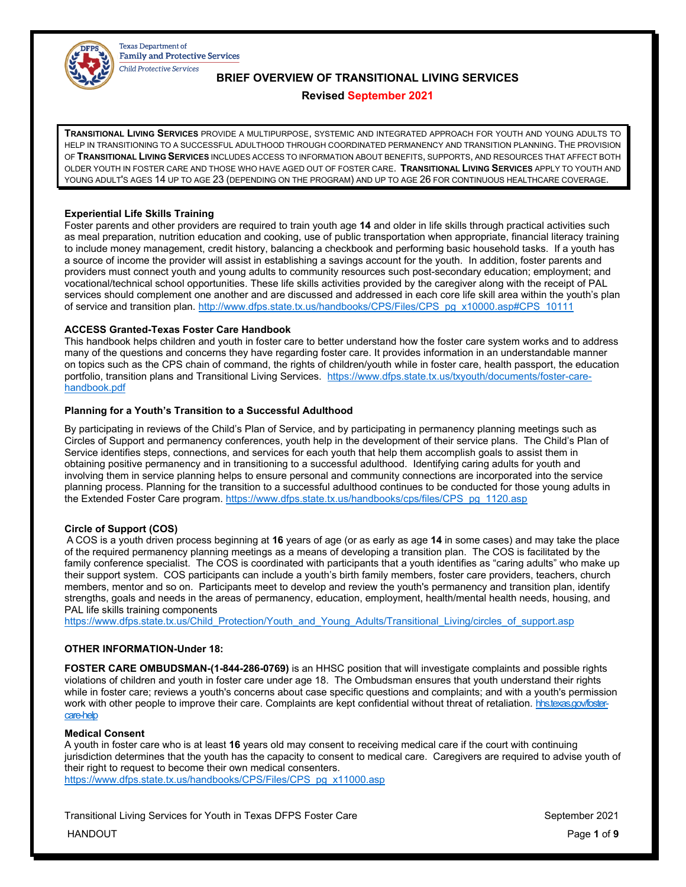Texas Department of Family and Protective Services
*Child Protective Services*

# BRIEF OVERVIEW OF TRANSITIONAL LIVING SERVICES

**Revised September 2021**

**TRANSITIONAL LIVING SERVICES** PROVIDE A MULTIPURPOSE, SYSTEMIC AND INTEGRATED APPROACH FOR YOUTH AND YOUNG ADULTS TO HELP IN TRANSITIONING TO A SUCCESSFUL ADULTHOOD THROUGH COORDINATED PERMANENCY AND TRANSITION PLANNING. THE PROVISION OF **TRANSITIONAL LIVING SERVICES** INCLUDES ACCESS TO INFORMATION ABOUT BENEFITS, SUPPORTS, AND RESOURCES THAT AFFECT BOTH OLDER YOUTH IN FOSTER CARE AND THOSE WHO HAVE AGED OUT OF FOSTER CARE. **TRANSITIONAL LIVING SERVICES** APPLY TO YOUTH AND YOUNG ADULT'S AGES 14 UP TO AGE 23 (DEPENDING ON THE PROGRAM) AND UP TO AGE 26 FOR CONTINUOUS HEALTHCARE COVERAGE.

### Experiential Life Skills Training

Foster parents and other providers are required to train youth age **14** and older in life skills through practical activities such as meal preparation, nutrition education and cooking, use of public transportation when appropriate, financial literacy training to include money management, credit history, balancing a checkbook and performing basic household tasks. If a youth has a source of income the provider will assist in establishing a savings account for the youth. In addition, foster parents and providers must connect youth and young adults to community resources such post-secondary education; employment; and vocational/technical school opportunities. These life skills activities provided by the caregiver along with the receipt of PAL services should complement one another and are discussed and addressed in each core life skill area within the youth's plan of service and transition plan. http://www.dfps.state.tx.us/handbooks/CPS/Files/CPS_pg_x10000.asp#CPS_10111

### ACCESS Granted-Texas Foster Care Handbook

This handbook helps children and youth in foster care to better understand how the foster care system works and to address many of the questions and concerns they have regarding foster care. It provides information in an understandable manner on topics such as the CPS chain of command, the rights of children/youth while in foster care, health passport, the education portfolio, transition plans and Transitional Living Services. https://www.dfps.state.tx.us/txyouth/documents/foster-care-handbook.pdf

### Planning for a Youth's Transition to a Successful Adulthood

By participating in reviews of the Child's Plan of Service, and by participating in permanency planning meetings such as Circles of Support and permanency conferences, youth help in the development of their service plans. The Child's Plan of Service identifies steps, connections, and services for each youth that help them accomplish goals to assist them in obtaining positive permanency and in transitioning to a successful adulthood. Identifying caring adults for youth and involving them in service planning helps to ensure personal and community connections are incorporated into the service planning process. Planning for the transition to a successful adulthood continues to be conducted for those young adults in the Extended Foster Care program. https://www.dfps.state.tx.us/handbooks/cps/files/CPS_pg_1120.asp

### Circle of Support (COS)

A COS is a youth driven process beginning at **16** years of age (or as early as age **14** in some cases) and may take the place of the required permanency planning meetings as a means of developing a transition plan. The COS is facilitated by the family conference specialist. The COS is coordinated with participants that a youth identifies as "caring adults" who make up their support system. COS participants can include a youth's birth family members, foster care providers, teachers, church members, mentor and so on. Participants meet to develop and review the youth's permanency and transition plan, identify strengths, goals and needs in the areas of permanency, education, employment, health/mental health needs, housing, and PAL life skills training components
https://www.dfps.state.tx.us/Child_Protection/Youth_and_Young_Adults/Transitional_Living/circles_of_support.asp

### OTHER INFORMATION-Under 18:

**FOSTER CARE OMBUDSMAN-(1-844-286-0769)** is an HHSC position that will investigate complaints and possible rights violations of children and youth in foster care under age 18. The Ombudsman ensures that youth understand their rights while in foster care; reviews a youth's concerns about case specific questions and complaints; and with a youth's permission work with other people to improve their care. Complaints are kept confidential without threat of retaliation. hhs.texas.gov/foster-care-help

### Medical Consent

A youth in foster care who is at least **16** years old may consent to receiving medical care if the court with continuing jurisdiction determines that the youth has the capacity to consent to medical care. Caregivers are required to advise youth of their right to request to become their own medical consenters.
https://www.dfps.state.tx.us/handbooks/CPS/Files/CPS_pg_x11000.asp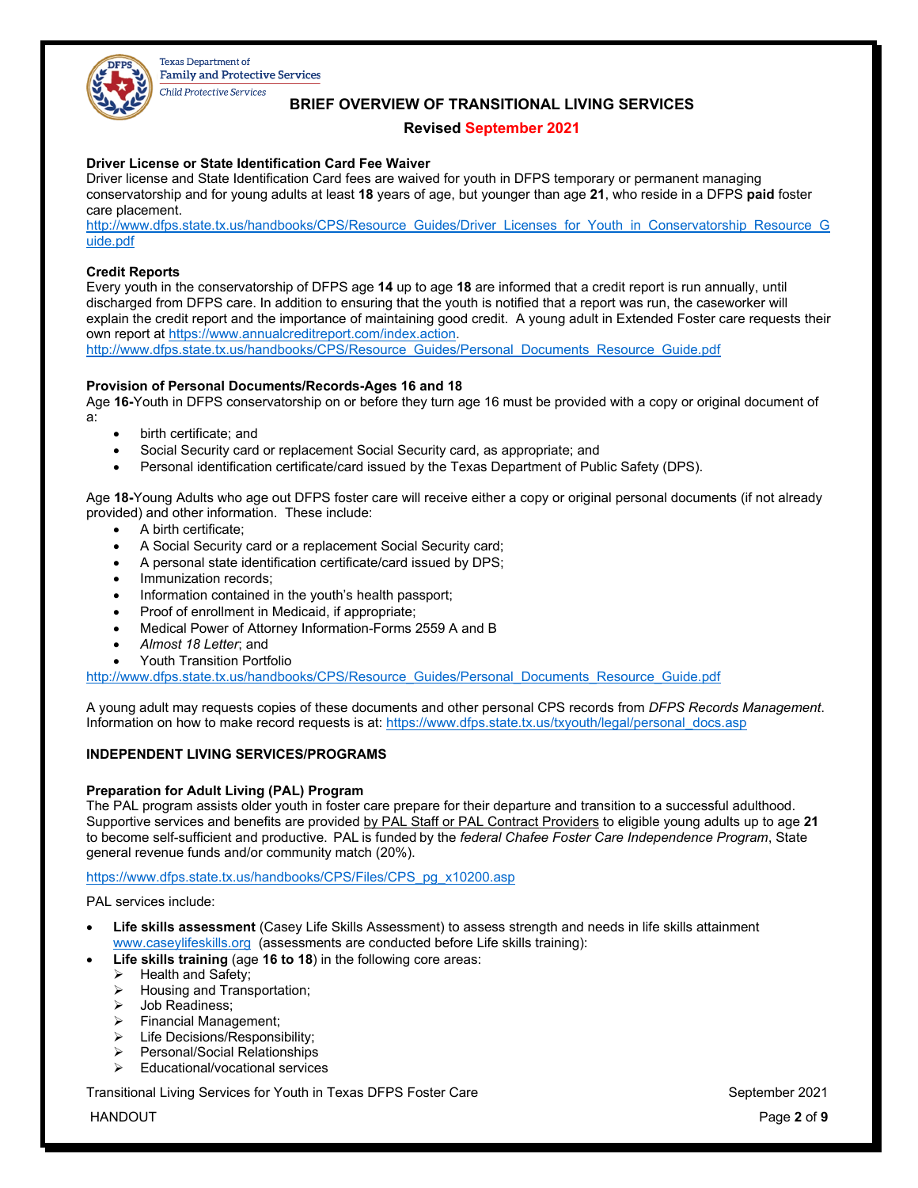**BRIEF OVERVIEW OF TRANSITIONAL LIVING SERVICES**

**Revised September 2021**

**Driver License or State Identification Card Fee Waiver**
Driver license and State Identification Card fees are waived for youth in DFPS temporary or permanent managing conservatorship and for young adults at least **18** years of age, but younger than age **21**, who reside in a DFPS **paid** foster care placement.
http://www.dfps.state.tx.us/handbooks/CPS/Resource_Guides/Driver_Licenses_for_Youth_in_Conservatorship_Resource_Guide.pdf

**Credit Reports**
Every youth in the conservatorship of DFPS age **14** up to age **18** are informed that a credit report is run annually, until discharged from DFPS care. In addition to ensuring that the youth is notified that a report was run, the caseworker will explain the credit report and the importance of maintaining good credit. A young adult in Extended Foster care requests their own report at https://www.annualcreditreport.com/index.action.
http://www.dfps.state.tx.us/handbooks/CPS/Resource_Guides/Personal_Documents_Resource_Guide.pdf

**Provision of Personal Documents/Records-Ages 16 and 18**
Age **16-**Youth in DFPS conservatorship on or before they turn age 16 must be provided with a copy or original document of a:

- birth certificate; and
- Social Security card or replacement Social Security card, as appropriate; and
- Personal identification certificate/card issued by the Texas Department of Public Safety (DPS).

Age **18-**Young Adults who age out DFPS foster care will receive either a copy or original personal documents (if not already provided) and other information. These include:

- A birth certificate;
- A Social Security card or a replacement Social Security card;
- A personal state identification certificate/card issued by DPS;
- Immunization records;
- Information contained in the youth's health passport;
- Proof of enrollment in Medicaid, if appropriate;
- Medical Power of Attorney Information-Forms 2559 A and B
- *Almost 18 Letter*; and
- Youth Transition Portfolio

http://www.dfps.state.tx.us/handbooks/CPS/Resource_Guides/Personal_Documents_Resource_Guide.pdf

A young adult may requests copies of these documents and other personal CPS records from *DFPS Records Management*. Information on how to make record requests is at: https://www.dfps.state.tx.us/txyouth/legal/personal_docs.asp

**INDEPENDENT LIVING SERVICES/PROGRAMS**

**Preparation for Adult Living (PAL) Program**
The PAL program assists older youth in foster care prepare for their departure and transition to a successful adulthood. Supportive services and benefits are provided by PAL Staff or PAL Contract Providers to eligible young adults up to age **21** to become self-sufficient and productive. PAL is funded by the *federal Chafee Foster Care Independence Program*, State general revenue funds and/or community match (20%).

https://www.dfps.state.tx.us/handbooks/CPS/Files/CPS_pg_x10200.asp

PAL services include:

- **Life skills assessment** (Casey Life Skills Assessment) to assess strength and needs in life skills attainment www.caseylifeskills.org (assessments are conducted before Life skills training):
- **Life skills training** (age **16 to 18**) in the following core areas:
  - Health and Safety;
  - Housing and Transportation;
  - Job Readiness;
  - Financial Management;
  - Life Decisions/Responsibility;
  - Personal/Social Relationships
  - Educational/vocational services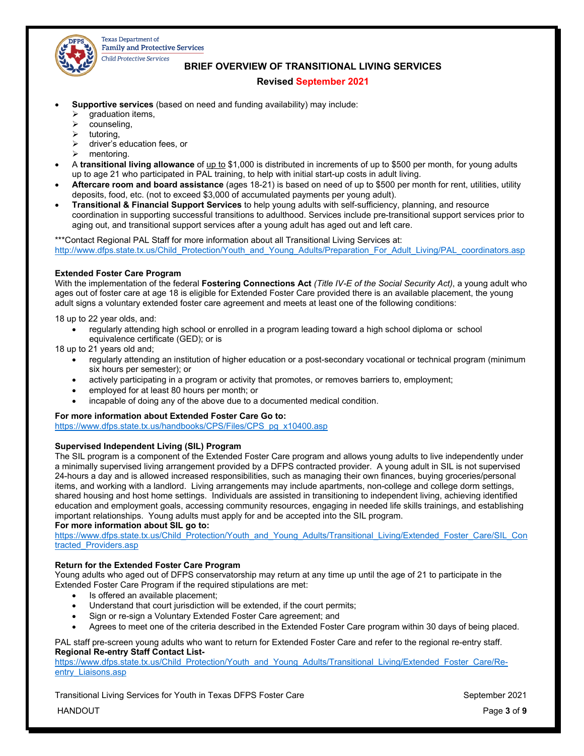- **Supportive services** (based on need and funding availability) may include:
  - graduation items,
  - counseling,
  - tutoring,
  - driver's education fees, or
  - mentoring.
- A **transitional living allowance** of up to $1,000 is distributed in increments of up to $500 per month, for young adults up to age 21 who participated in PAL training, to help with initial start-up costs in adult living.
- **Aftercare room and board assistance** (ages 18-21) is based on need of up to $500 per month for rent, utilities, utility deposits, food, etc. (not to exceed $3,000 of accumulated payments per young adult).
- **Transitional & Financial Support Services** to help young adults with self-sufficiency, planning, and resource coordination in supporting successful transitions to adulthood. Services include pre-transitional support services prior to aging out, and transitional support services after a young adult has aged out and left care.

***Contact Regional PAL Staff for more information about all Transitional Living Services at:
http://www.dfps.state.tx.us/Child_Protection/Youth_and_Young_Adults/Preparation_For_Adult_Living/PAL_coordinators.asp

**Extended Foster Care Program**

With the implementation of the federal **Fostering Connections Act** *(Title IV-E of the Social Security Act)*, a young adult who ages out of foster care at age 18 is eligible for Extended Foster Care provided there is an available placement, the young adult signs a voluntary extended foster care agreement and meets at least one of the following conditions:

18 up to 22 year olds, and:

- regularly attending high school or enrolled in a program leading toward a high school diploma or school equivalence certificate (GED); or is

18 up to 21 years old and;

- regularly attending an institution of higher education or a post-secondary vocational or technical program (minimum six hours per semester); or
- actively participating in a program or activity that promotes, or removes barriers to, employment;
- employed for at least 80 hours per month; or
- incapable of doing any of the above due to a documented medical condition.

**For more information about Extended Foster Care Go to:**
https://www.dfps.state.tx.us/handbooks/CPS/Files/CPS_pg_x10400.asp

**Supervised Independent Living (SIL) Program**

The SIL program is a component of the Extended Foster Care program and allows young adults to live independently under a minimally supervised living arrangement provided by a DFPS contracted provider. A young adult in SIL is not supervised 24-hours a day and is allowed increased responsibilities, such as managing their own finances, buying groceries/personal items, and working with a landlord. Living arrangements may include apartments, non-college and college dorm settings, shared housing and host home settings. Individuals are assisted in transitioning to independent living, achieving identified education and employment goals, accessing community resources, engaging in needed life skills trainings, and establishing important relationships. Young adults must apply for and be accepted into the SIL program.

**For more information about SIL go to:**
https://www.dfps.state.tx.us/Child_Protection/Youth_and_Young_Adults/Transitional_Living/Extended_Foster_Care/SIL_Contracted_Providers.asp

**Return for the Extended Foster Care Program**

Young adults who aged out of DFPS conservatorship may return at any time up until the age of 21 to participate in the Extended Foster Care Program if the required stipulations are met:

- Is offered an available placement;
- Understand that court jurisdiction will be extended, if the court permits;
- Sign or re-sign a Voluntary Extended Foster Care agreement; and
- Agrees to meet one of the criteria described in the Extended Foster Care program within 30 days of being placed.

PAL staff pre-screen young adults who want to return for Extended Foster Care and refer to the regional re-entry staff.

**Regional Re-entry Staff Contact List-**
https://www.dfps.state.tx.us/Child_Protection/Youth_and_Young_Adults/Transitional_Living/Extended_Foster_Care/Re-entry_Liaisons.asp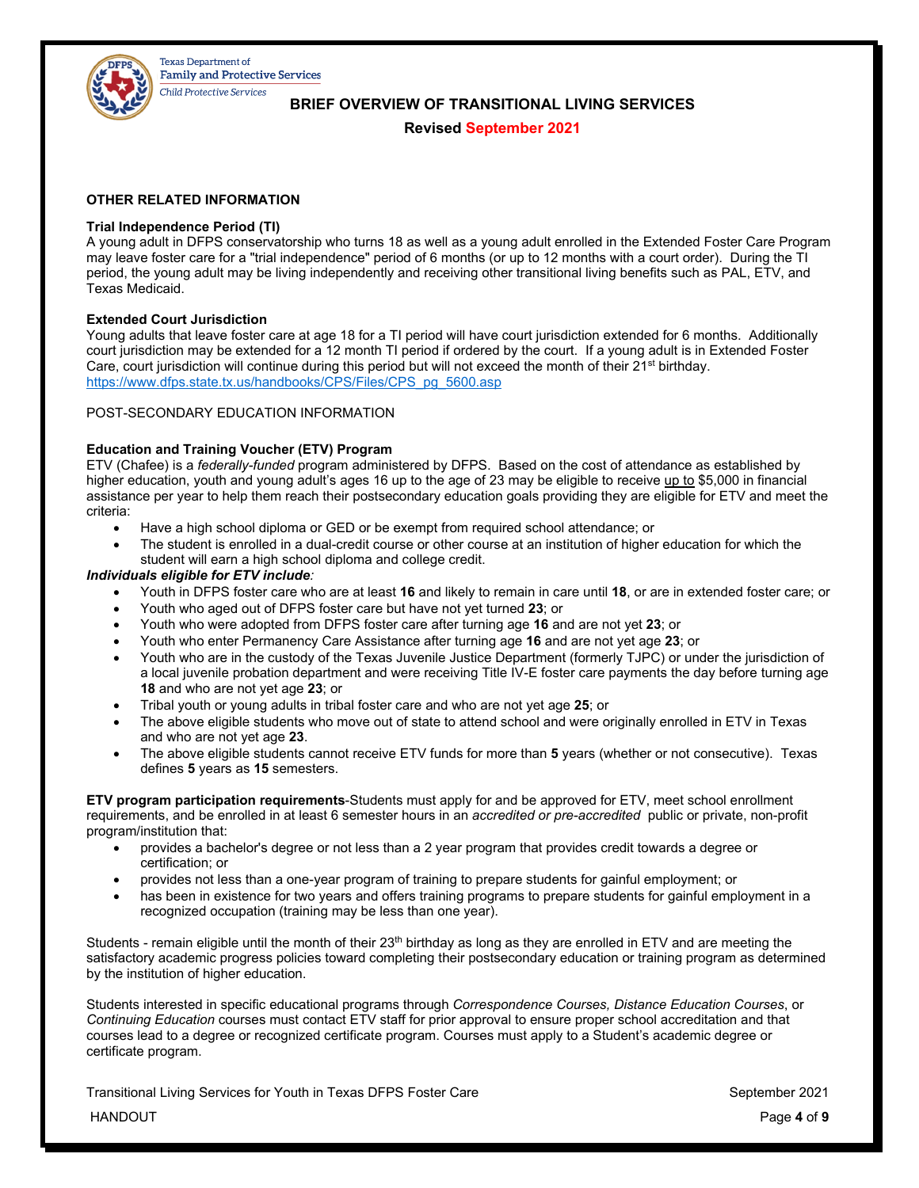## OTHER RELATED INFORMATION

**Trial Independence Period (TI)**
A young adult in DFPS conservatorship who turns 18 as well as a young adult enrolled in the Extended Foster Care Program may leave foster care for a "trial independence" period of 6 months (or up to 12 months with a court order). During the TI period, the young adult may be living independently and receiving other transitional living benefits such as PAL, ETV, and Texas Medicaid.

**Extended Court Jurisdiction**
Young adults that leave foster care at age 18 for a TI period will have court jurisdiction extended for 6 months. Additionally court jurisdiction may be extended for a 12 month TI period if ordered by the court. If a young adult is in Extended Foster Care, court jurisdiction will continue during this period but will not exceed the month of their 21st birthday.
https://www.dfps.state.tx.us/handbooks/CPS/Files/CPS_pg_5600.asp

POST-SECONDARY EDUCATION INFORMATION

**Education and Training Voucher (ETV) Program**
ETV (Chafee) is a *federally-funded* program administered by DFPS. Based on the cost of attendance as established by higher education, youth and young adult's ages 16 up to the age of 23 may be eligible to receive <u>up to</u> $5,000 in financial assistance per year to help them reach their postsecondary education goals providing they are eligible for ETV and meet the criteria:

- Have a high school diploma or GED or be exempt from required school attendance; or
- The student is enrolled in a dual-credit course or other course at an institution of higher education for which the student will earn a high school diploma and college credit.

***Individuals eligible for ETV include:***

- Youth in DFPS foster care who are at least **16** and likely to remain in care until **18**, or are in extended foster care; or
- Youth who aged out of DFPS foster care but have not yet turned **23**; or
- Youth who were adopted from DFPS foster care after turning age **16** and are not yet **23**; or
- Youth who enter Permanency Care Assistance after turning age **16** and are not yet age **23**; or
- Youth who are in the custody of the Texas Juvenile Justice Department (formerly TJPC) or under the jurisdiction of a local juvenile probation department and were receiving Title IV-E foster care payments the day before turning age **18** and who are not yet age **23**; or
- Tribal youth or young adults in tribal foster care and who are not yet age **25**; or
- The above eligible students who move out of state to attend school and were originally enrolled in ETV in Texas and who are not yet age **23**.
- The above eligible students cannot receive ETV funds for more than **5** years (whether or not consecutive). Texas defines **5** years as **15** semesters.

**ETV program participation requirements**-Students must apply for and be approved for ETV, meet school enrollment requirements, and be enrolled in at least 6 semester hours in an *accredited or pre-accredited* public or private, non-profit program/institution that:

- provides a bachelor's degree or not less than a 2 year program that provides credit towards a degree or certification; or
- provides not less than a one-year program of training to prepare students for gainful employment; or
- has been in existence for two years and offers training programs to prepare students for gainful employment in a recognized occupation (training may be less than one year).

Students - remain eligible until the month of their 23th birthday as long as they are enrolled in ETV and are meeting the satisfactory academic progress policies toward completing their postsecondary education or training program as determined by the institution of higher education.

Students interested in specific educational programs through *Correspondence Courses, Distance Education Courses*, or *Continuing Education* courses must contact ETV staff for prior approval to ensure proper school accreditation and that courses lead to a degree or recognized certificate program. Courses must apply to a Student's academic degree or certificate program.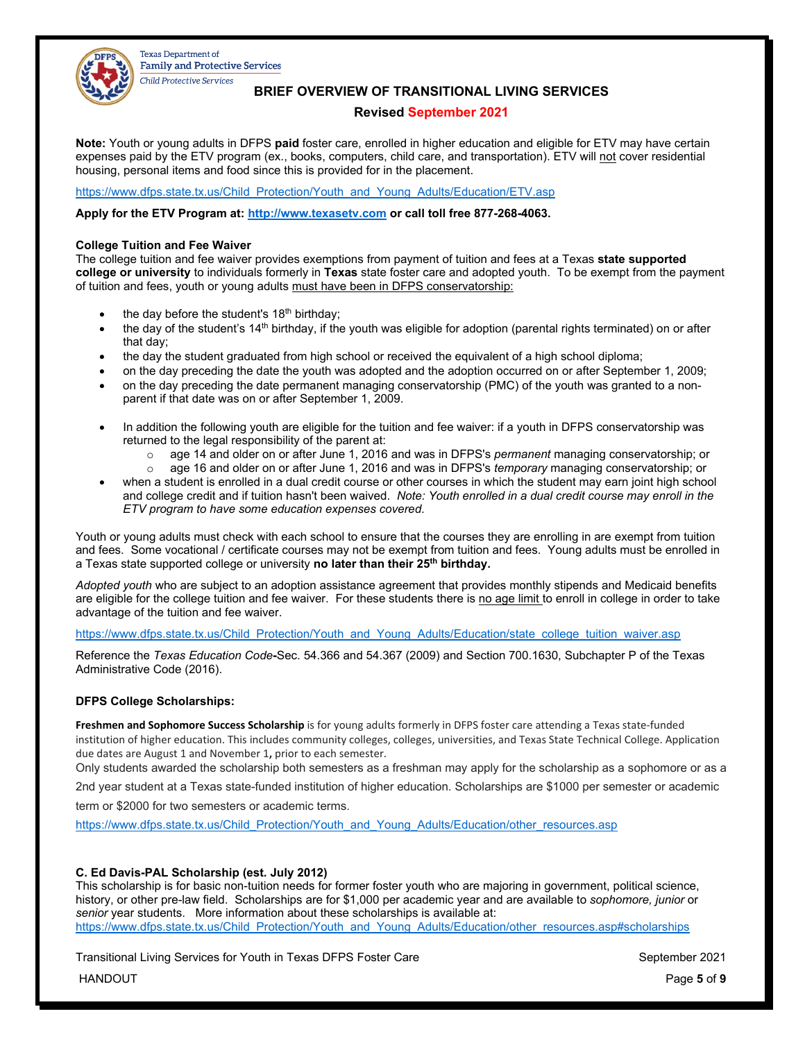Texas Department of Family and Protective Services
Child Protective Services

## BRIEF OVERVIEW OF TRANSITIONAL LIVING SERVICES

**Revised September 2021**

**Note:** Youth or young adults in DFPS **paid** foster care, enrolled in higher education and eligible for ETV may have certain expenses paid by the ETV program (ex., books, computers, child care, and transportation). ETV will not cover residential housing, personal items and food since this is provided for in the placement.

https://www.dfps.state.tx.us/Child_Protection/Youth_and_Young_Adults/Education/ETV.asp

**Apply for the ETV Program at: http://www.texasetv.com or call toll free 877-268-4063.**

### College Tuition and Fee Waiver

The college tuition and fee waiver provides exemptions from payment of tuition and fees at a Texas **state supported college or university** to individuals formerly in **Texas** state foster care and adopted youth. To be exempt from the payment of tuition and fees, youth or young adults must have been in DFPS conservatorship:

- the day before the student's 18th birthday;
- the day of the student's 14th birthday, if the youth was eligible for adoption (parental rights terminated) on or after that day;
- the day the student graduated from high school or received the equivalent of a high school diploma;
- on the day preceding the date the youth was adopted and the adoption occurred on or after September 1, 2009;
- on the day preceding the date permanent managing conservatorship (PMC) of the youth was granted to a non-parent if that date was on or after September 1, 2009.

- In addition the following youth are eligible for the tuition and fee waiver: if a youth in DFPS conservatorship was returned to the legal responsibility of the parent at:
  - age 14 and older on or after June 1, 2016 and was in DFPS's *permanent* managing conservatorship; or
  - age 16 and older on or after June 1, 2016 and was in DFPS's *temporary* managing conservatorship; or
- when a student is enrolled in a dual credit course or other courses in which the student may earn joint high school and college credit and if tuition hasn't been waived. *Note: Youth enrolled in a dual credit course may enroll in the ETV program to have some education expenses covered.*

Youth or young adults must check with each school to ensure that the courses they are enrolling in are exempt from tuition and fees. Some vocational / certificate courses may not be exempt from tuition and fees. Young adults must be enrolled in a Texas state supported college or university **no later than their 25th birthday.**

*Adopted youth* who are subject to an adoption assistance agreement that provides monthly stipends and Medicaid benefits are eligible for the college tuition and fee waiver. For these students there is no age limit to enroll in college in order to take advantage of the tuition and fee waiver.

https://www.dfps.state.tx.us/Child_Protection/Youth_and_Young_Adults/Education/state_college_tuition_waiver.asp

Reference the *Texas Education Code***-**Sec. 54.366 and 54.367 (2009) and Section 700.1630, Subchapter P of the Texas Administrative Code (2016).

### DFPS College Scholarships:

**Freshmen and Sophomore Success Scholarship** is for young adults formerly in DFPS foster care attending a Texas state-funded institution of higher education. This includes community colleges, colleges, universities, and Texas State Technical College. Application due dates are August 1 and November 1**,** prior to each semester.

Only students awarded the scholarship both semesters as a freshman may apply for the scholarship as a sophomore or as a 2nd year student at a Texas state-funded institution of higher education. Scholarships are $1000 per semester or academic term or $2000 for two semesters or academic terms.

https://www.dfps.state.tx.us/Child_Protection/Youth_and_Young_Adults/Education/other_resources.asp

### C. Ed Davis-PAL Scholarship (est. July 2012)

This scholarship is for basic non-tuition needs for former foster youth who are majoring in government, political science, history, or other pre-law field. Scholarships are for $1,000 per academic year and are available to *sophomore, junior* or *senior* year students. More information about these scholarships is available at:
https://www.dfps.state.tx.us/Child_Protection/Youth_and_Young_Adults/Education/other_resources.asp#scholarships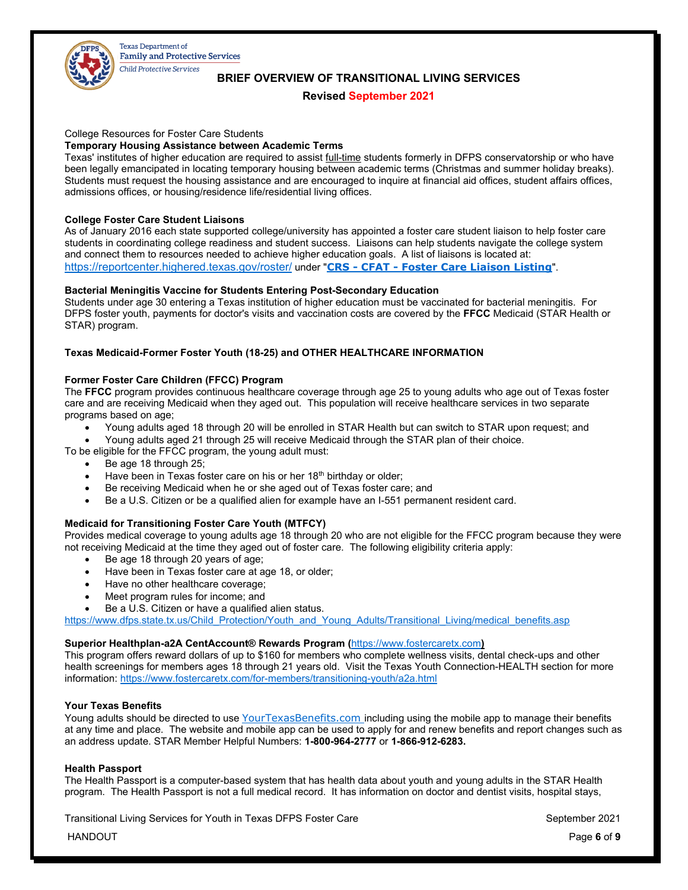College Resources for Foster Care Students

**Temporary Housing Assistance between Academic Terms**

Texas' institutes of higher education are required to assist full-time students formerly in DFPS conservatorship or who have been legally emancipated in locating temporary housing between academic terms (Christmas and summer holiday breaks). Students must request the housing assistance and are encouraged to inquire at financial aid offices, student affairs offices, admissions offices, or housing/residence life/residential living offices.

**College Foster Care Student Liaisons**

As of January 2016 each state supported college/university has appointed a foster care student liaison to help foster care students in coordinating college readiness and student success. Liaisons can help students navigate the college system and connect them to resources needed to achieve higher education goals. A list of liaisons is located at: https://reportcenter.highered.texas.gov/roster/ under "**CRS - CFAT - Foster Care Liaison Listing**".

**Bacterial Meningitis Vaccine for Students Entering Post-Secondary Education**

Students under age 30 entering a Texas institution of higher education must be vaccinated for bacterial meningitis. For DFPS foster youth, payments for doctor's visits and vaccination costs are covered by the **FFCC** Medicaid (STAR Health or STAR) program.

**Texas Medicaid-Former Foster Youth (18-25) and OTHER HEALTHCARE INFORMATION**

**Former Foster Care Children (FFCC) Program**

The **FFCC** program provides continuous healthcare coverage through age 25 to young adults who age out of Texas foster care and are receiving Medicaid when they aged out. This population will receive healthcare services in two separate programs based on age;

- Young adults aged 18 through 20 will be enrolled in STAR Health but can switch to STAR upon request; and
- Young adults aged 21 through 25 will receive Medicaid through the STAR plan of their choice.

To be eligible for the FFCC program, the young adult must:

- Be age 18 through 25;
- Have been in Texas foster care on his or her 18th birthday or older;
- Be receiving Medicaid when he or she aged out of Texas foster care; and
- Be a U.S. Citizen or be a qualified alien for example have an I-551 permanent resident card.

**Medicaid for Transitioning Foster Care Youth (MTFCY)**

Provides medical coverage to young adults age 18 through 20 who are not eligible for the FFCC program because they were not receiving Medicaid at the time they aged out of foster care. The following eligibility criteria apply:

- Be age 18 through 20 years of age;
- Have been in Texas foster care at age 18, or older;
- Have no other healthcare coverage;
- Meet program rules for income; and
- Be a U.S. Citizen or have a qualified alien status.

https://www.dfps.state.tx.us/Child_Protection/Youth_and_Young_Adults/Transitional_Living/medical_benefits.asp

**Superior Healthplan-a2A CentAccount® Rewards Program (**https://www.fostercaretx.com**)**

This program offers reward dollars of up to $160 for members who complete wellness visits, dental check-ups and other health screenings for members ages 18 through 21 years old. Visit the Texas Youth Connection-HEALTH section for more information: https://www.fostercaretx.com/for-members/transitioning-youth/a2a.html

**Your Texas Benefits**

Young adults should be directed to use YourTexasBenefits.com including using the mobile app to manage their benefits at any time and place. The website and mobile app can be used to apply for and renew benefits and report changes such as an address update. STAR Member Helpful Numbers: **1-800-964-2777** or **1-866-912-6283.**

**Health Passport**

The Health Passport is a computer-based system that has health data about youth and young adults in the STAR Health program. The Health Passport is not a full medical record. It has information on doctor and dentist visits, hospital stays,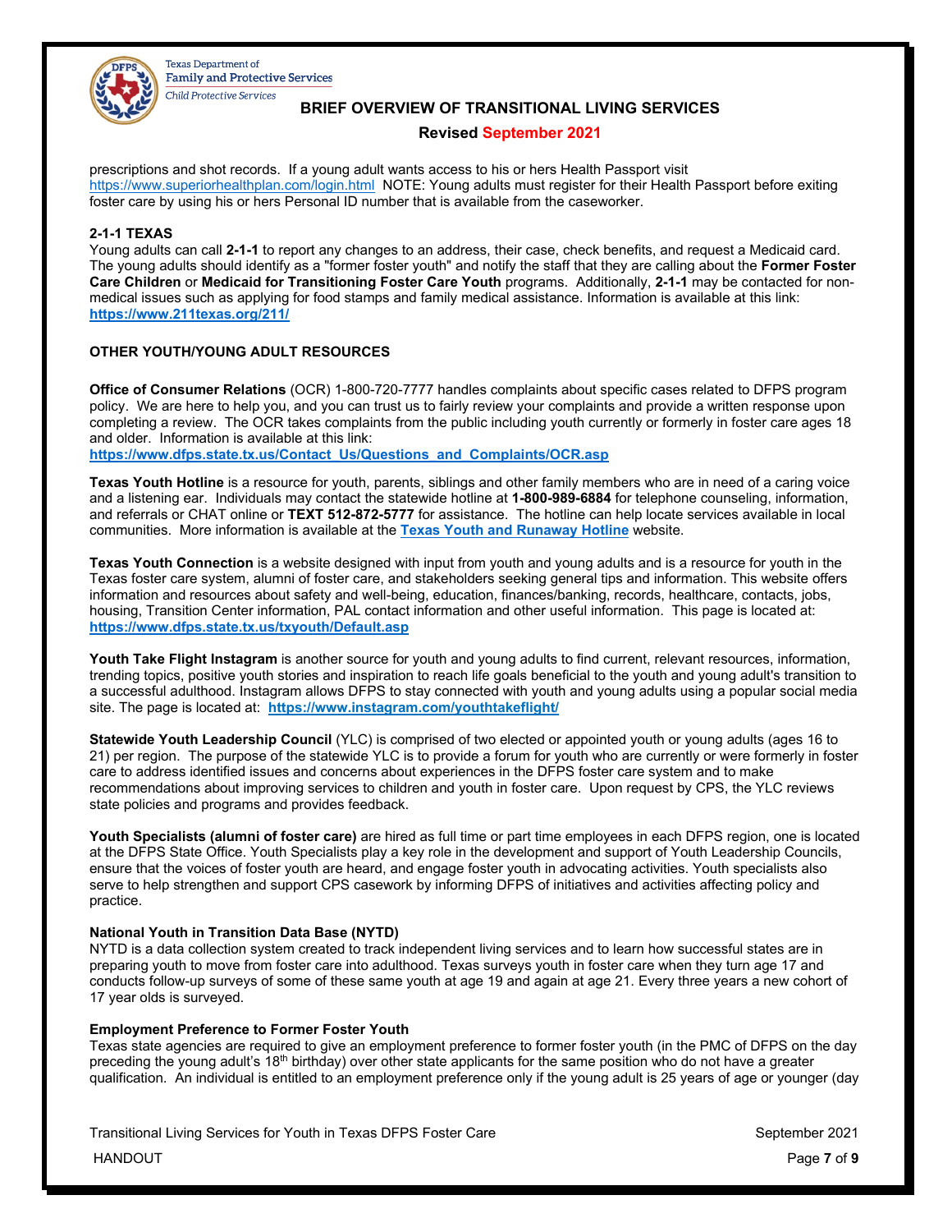prescriptions and shot records. If a young adult wants access to his or hers Health Passport visit https://www.superiorhealthplan.com/login.html NOTE: Young adults must register for their Health Passport before exiting foster care by using his or hers Personal ID number that is available from the caseworker.

### 2-1-1 TEXAS

Young adults can call **2-1-1** to report any changes to an address, their case, check benefits, and request a Medicaid card. The young adults should identify as a "former foster youth" and notify the staff that they are calling about the **Former Foster Care Children** or **Medicaid for Transitioning Foster Care Youth** programs. Additionally, **2-1-1** may be contacted for non-medical issues such as applying for food stamps and family medical assistance. Information is available at this link: **https://www.211texas.org/211/**

### OTHER YOUTH/YOUNG ADULT RESOURCES

**Office of Consumer Relations** (OCR) 1-800-720-7777 handles complaints about specific cases related to DFPS program policy. We are here to help you, and you can trust us to fairly review your complaints and provide a written response upon completing a review. The OCR takes complaints from the public including youth currently or formerly in foster care ages 18 and older. Information is available at this link: **https://www.dfps.state.tx.us/Contact_Us/Questions_and_Complaints/OCR.asp**

**Texas Youth Hotline** is a resource for youth, parents, siblings and other family members who are in need of a caring voice and a listening ear. Individuals may contact the statewide hotline at **1-800-989-6884** for telephone counseling, information, and referrals or CHAT online or **TEXT 512-872-5777** for assistance. The hotline can help locate services available in local communities. More information is available at the **Texas Youth and Runaway Hotline** website.

**Texas Youth Connection** is a website designed with input from youth and young adults and is a resource for youth in the Texas foster care system, alumni of foster care, and stakeholders seeking general tips and information. This website offers information and resources about safety and well-being, education, finances/banking, records, healthcare, contacts, jobs, housing, Transition Center information, PAL contact information and other useful information. This page is located at: **https://www.dfps.state.tx.us/txyouth/Default.asp**

**Youth Take Flight Instagram** is another source for youth and young adults to find current, relevant resources, information, trending topics, positive youth stories and inspiration to reach life goals beneficial to the youth and young adult's transition to a successful adulthood. Instagram allows DFPS to stay connected with youth and young adults using a popular social media site. The page is located at: **https://www.instagram.com/youthtakeflight/**

**Statewide Youth Leadership Council** (YLC) is comprised of two elected or appointed youth or young adults (ages 16 to 21) per region. The purpose of the statewide YLC is to provide a forum for youth who are currently or were formerly in foster care to address identified issues and concerns about experiences in the DFPS foster care system and to make recommendations about improving services to children and youth in foster care. Upon request by CPS, the YLC reviews state policies and programs and provides feedback.

**Youth Specialists (alumni of foster care)** are hired as full time or part time employees in each DFPS region, one is located at the DFPS State Office. Youth Specialists play a key role in the development and support of Youth Leadership Councils, ensure that the voices of foster youth are heard, and engage foster youth in advocating activities. Youth specialists also serve to help strengthen and support CPS casework by informing DFPS of initiatives and activities affecting policy and practice.

### National Youth in Transition Data Base (NYTD)

NYTD is a data collection system created to track independent living services and to learn how successful states are in preparing youth to move from foster care into adulthood. Texas surveys youth in foster care when they turn age 17 and conducts follow-up surveys of some of these same youth at age 19 and again at age 21. Every three years a new cohort of 17 year olds is surveyed.

### Employment Preference to Former Foster Youth

Texas state agencies are required to give an employment preference to former foster youth (in the PMC of DFPS on the day preceding the young adult's 18th birthday) over other state applicants for the same position who do not have a greater qualification. An individual is entitled to an employment preference only if the young adult is 25 years of age or younger (day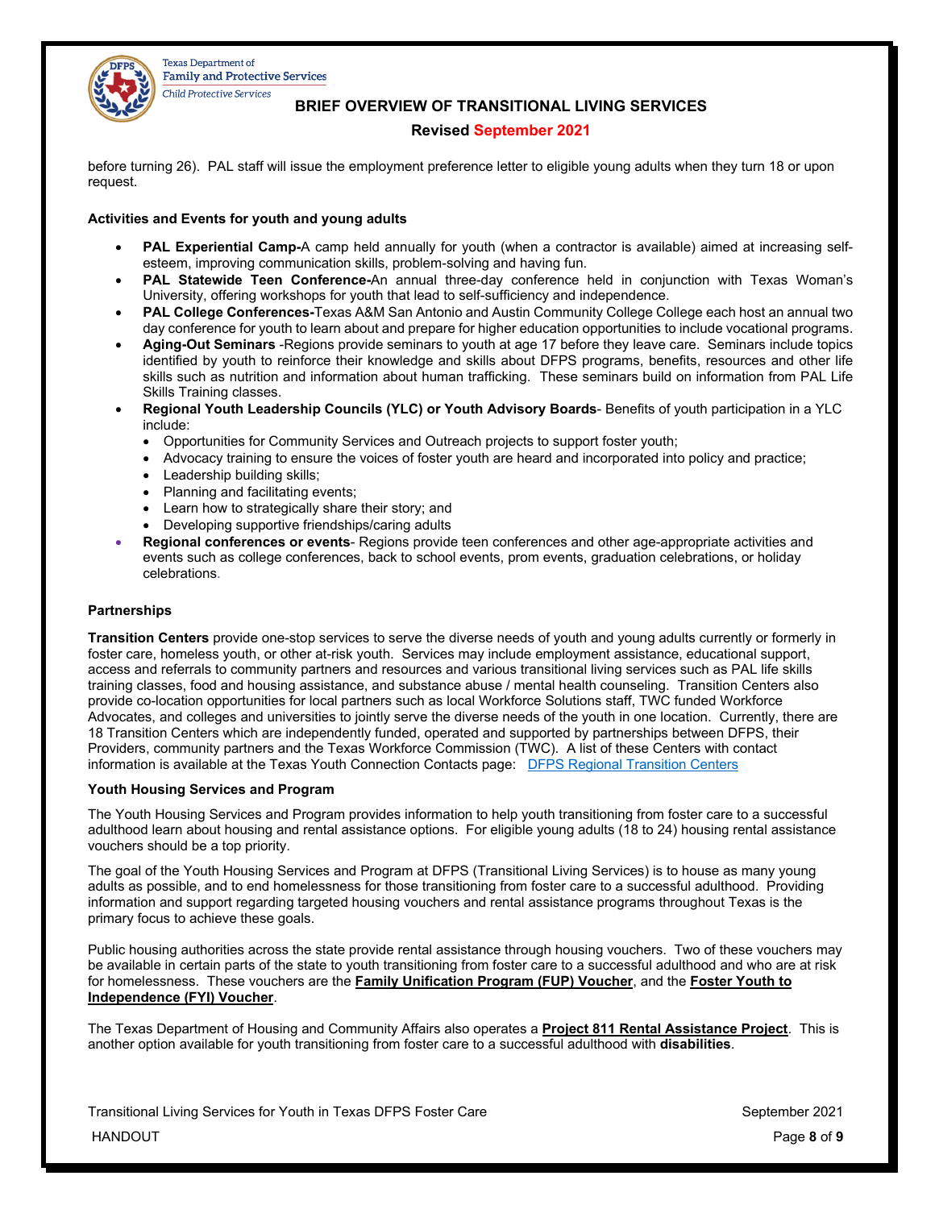before turning 26). PAL staff will issue the employment preference letter to eligible young adults when they turn 18 or upon request.

**Activities and Events for youth and young adults**

- **PAL Experiential Camp-**A camp held annually for youth (when a contractor is available) aimed at increasing self-esteem, improving communication skills, problem-solving and having fun.
- **PAL Statewide Teen Conference-**An annual three-day conference held in conjunction with Texas Woman's University, offering workshops for youth that lead to self-sufficiency and independence.
- **PAL College Conferences-**Texas A&M San Antonio and Austin Community College College each host an annual two day conference for youth to learn about and prepare for higher education opportunities to include vocational programs.
- **Aging-Out Seminars** -Regions provide seminars to youth at age 17 before they leave care. Seminars include topics identified by youth to reinforce their knowledge and skills about DFPS programs, benefits, resources and other life skills such as nutrition and information about human trafficking. These seminars build on information from PAL Life Skills Training classes.
- **Regional Youth Leadership Councils (YLC) or Youth Advisory Boards**- Benefits of youth participation in a YLC include:
  - Opportunities for Community Services and Outreach projects to support foster youth;
  - Advocacy training to ensure the voices of foster youth are heard and incorporated into policy and practice;
  - Leadership building skills;
  - Planning and facilitating events;
  - Learn how to strategically share their story; and
  - Developing supportive friendships/caring adults
- **Regional conferences or events**- Regions provide teen conferences and other age-appropriate activities and events such as college conferences, back to school events, prom events, graduation celebrations, or holiday celebrations.

**Partnerships**

**Transition Centers** provide one-stop services to serve the diverse needs of youth and young adults currently or formerly in foster care, homeless youth, or other at-risk youth. Services may include employment assistance, educational support, access and referrals to community partners and resources and various transitional living services such as PAL life skills training classes, food and housing assistance, and substance abuse / mental health counseling. Transition Centers also provide co-location opportunities for local partners such as local Workforce Solutions staff, TWC funded Workforce Advocates, and colleges and universities to jointly serve the diverse needs of the youth in one location. Currently, there are 18 Transition Centers which are independently funded, operated and supported by partnerships between DFPS, their Providers, community partners and the Texas Workforce Commission (TWC). A list of these Centers with contact information is available at the Texas Youth Connection Contacts page: DFPS Regional Transition Centers

**Youth Housing Services and Program**

The Youth Housing Services and Program provides information to help youth transitioning from foster care to a successful adulthood learn about housing and rental assistance options. For eligible young adults (18 to 24) housing rental assistance vouchers should be a top priority.

The goal of the Youth Housing Services and Program at DFPS (Transitional Living Services) is to house as many young adults as possible, and to end homelessness for those transitioning from foster care to a successful adulthood. Providing information and support regarding targeted housing vouchers and rental assistance programs throughout Texas is the primary focus to achieve these goals.

Public housing authorities across the state provide rental assistance through housing vouchers. Two of these vouchers may be available in certain parts of the state to youth transitioning from foster care to a successful adulthood and who are at risk for homelessness. These vouchers are the **Family Unification Program (FUP) Voucher**, and the **Foster Youth to Independence (FYI) Voucher**.

The Texas Department of Housing and Community Affairs also operates a **Project 811 Rental Assistance Project**. This is another option available for youth transitioning from foster care to a successful adulthood with **disabilities**.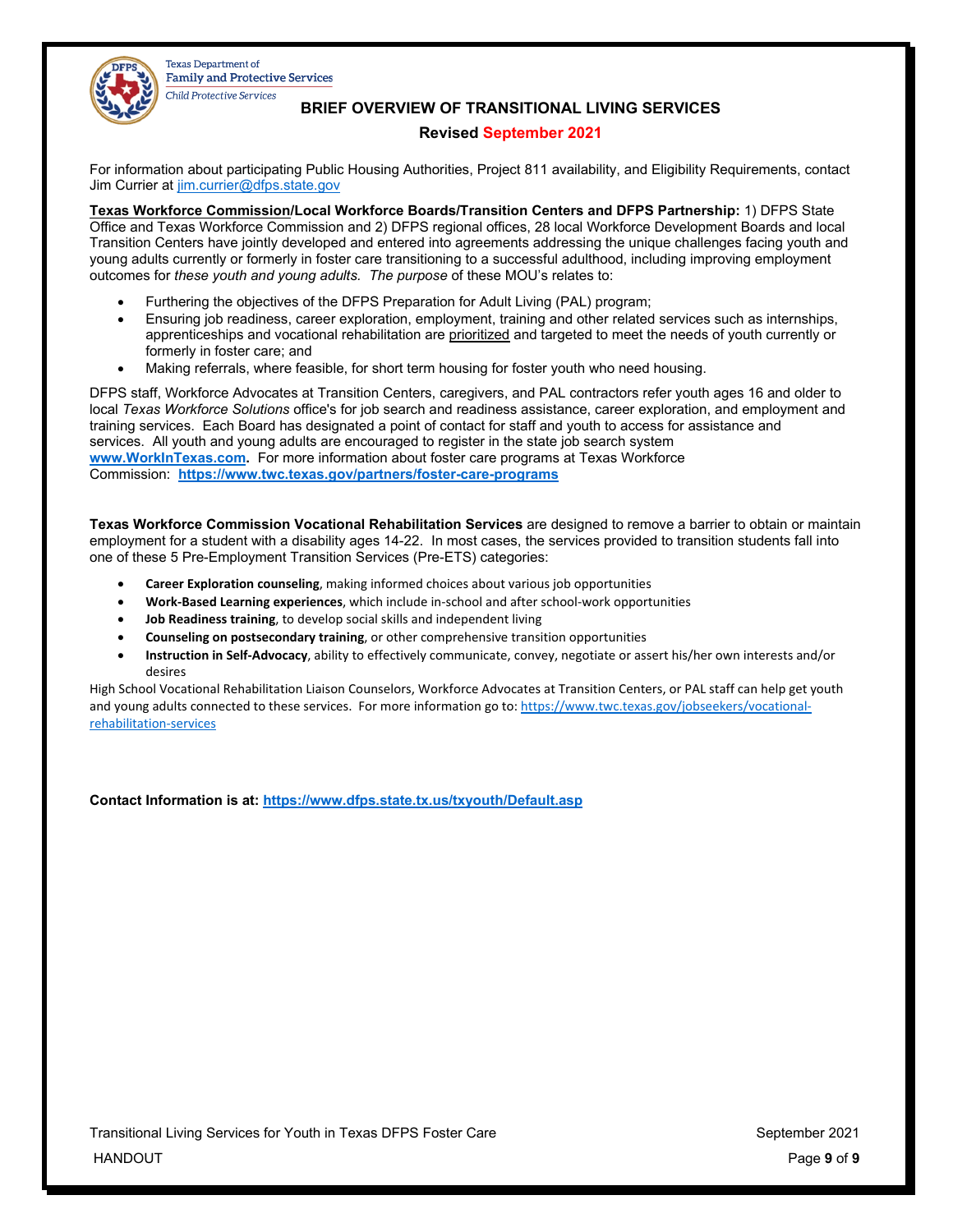## BRIEF OVERVIEW OF TRANSITIONAL LIVING SERVICES

**Revised September 2021**

For information about participating Public Housing Authorities, Project 811 availability, and Eligibility Requirements, contact Jim Currier at jim.currier@dfps.state.gov

**Texas Workforce Commission/Local Workforce Boards/Transition Centers and DFPS Partnership:** 1) DFPS State Office and Texas Workforce Commission and 2) DFPS regional offices, 28 local Workforce Development Boards and local Transition Centers have jointly developed and entered into agreements addressing the unique challenges facing youth and young adults currently or formerly in foster care transitioning to a successful adulthood, including improving employment outcomes for *these youth and young adults. The purpose* of these MOU's relates to:

- Furthering the objectives of the DFPS Preparation for Adult Living (PAL) program;
- Ensuring job readiness, career exploration, employment, training and other related services such as internships, apprenticeships and vocational rehabilitation are prioritized and targeted to meet the needs of youth currently or formerly in foster care; and
- Making referrals, where feasible, for short term housing for foster youth who need housing.

DFPS staff, Workforce Advocates at Transition Centers, caregivers, and PAL contractors refer youth ages 16 and older to local *Texas Workforce Solutions* office's for job search and readiness assistance, career exploration, and employment and training services. Each Board has designated a point of contact for staff and youth to access for assistance and services. All youth and young adults are encouraged to register in the state job search system **www.WorkInTexas.com.** For more information about foster care programs at Texas Workforce Commission: **https://www.twc.texas.gov/partners/foster-care-programs**

**Texas Workforce Commission Vocational Rehabilitation Services** are designed to remove a barrier to obtain or maintain employment for a student with a disability ages 14-22. In most cases, the services provided to transition students fall into one of these 5 Pre-Employment Transition Services (Pre-ETS) categories:

- **Career Exploration counseling**, making informed choices about various job opportunities
- **Work-Based Learning experiences**, which include in-school and after school-work opportunities
- **Job Readiness training**, to develop social skills and independent living
- **Counseling on postsecondary training**, or other comprehensive transition opportunities
- **Instruction in Self-Advocacy**, ability to effectively communicate, convey, negotiate or assert his/her own interests and/or desires

High School Vocational Rehabilitation Liaison Counselors, Workforce Advocates at Transition Centers, or PAL staff can help get youth and young adults connected to these services. For more information go to: https://www.twc.texas.gov/jobseekers/vocational-rehabilitation-services

**Contact Information is at: https://www.dfps.state.tx.us/txyouth/Default.asp**